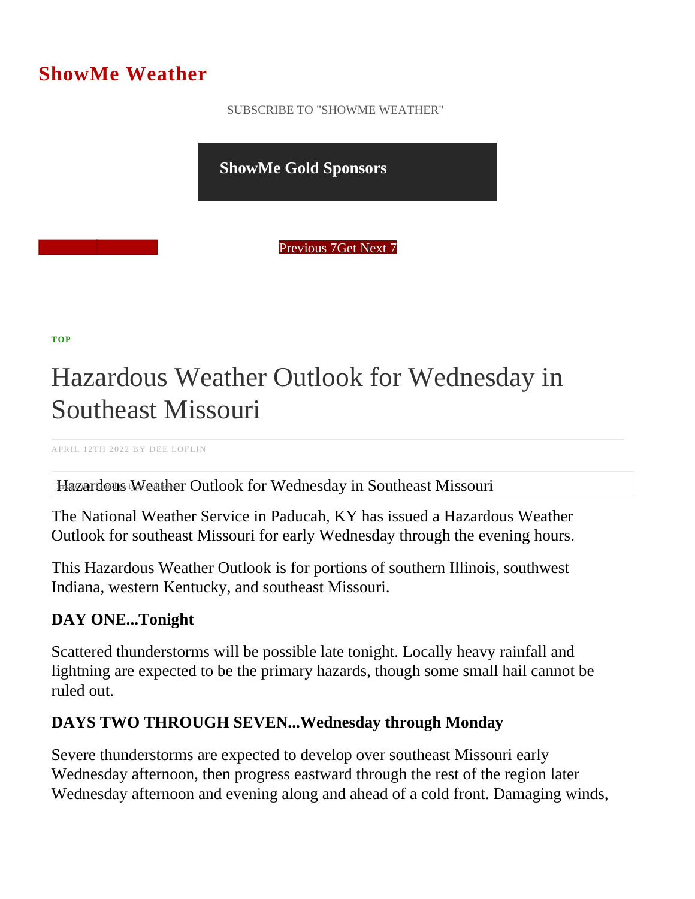# ShowMe Weather

SUBSCRIBE TO "SHOWME WEATHER"

**ShowMe Gold Sponsors**

Previous 7Get Next 7

**TOP**

# Hazardous Weather Outlook for Wednesday in Southeast Missouri

APRIL 12TH 2022 BY DEE LOFLIN

Hazardous Weather Outlook for Wednesday in Southeast Missouri

The National Weather Service in Paducah, KY has issued a Hazardous Weather Outlook for southeast Missouri for early Wednesday through the evening hours.

This Hazardous Weather Outlook is for portions of southern Illinois, southwest Indiana, western Kentucky, and southeast Missouri.

**DAY ONE...Tonight**

Scattered thunderstorms will be possible late tonight. Locally heavy rainfall and lightning are expected to be the primary hazards, though some small hail cannot be ruled out.

**DAYS TWO THROUGH SEVEN...Wednesday through Monday**

Severe thunderstorms are expected to develop over southeast Missouri early Wednesday afternoon, then progress eastward through the rest of the region later Wednesday afternoon and evening along and ahead of a cold front. Damaging winds,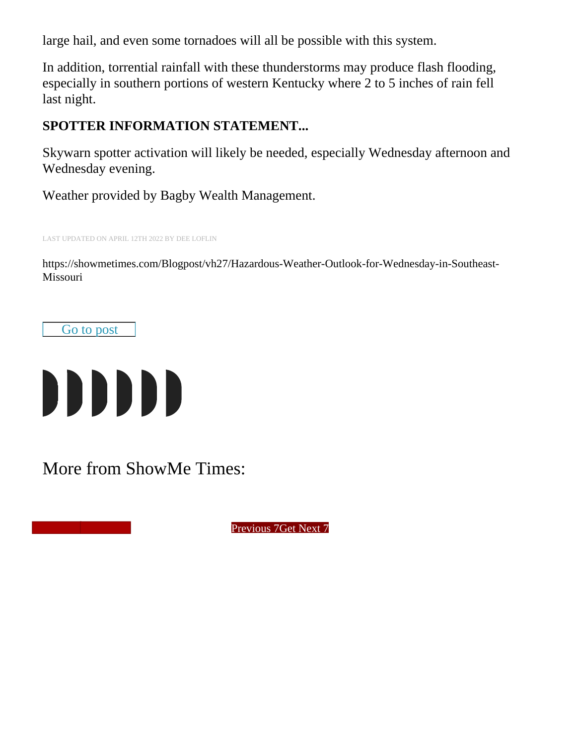large hail, and even some tornadoes will all be possible with this system.

In addition, torrential rainfall with these thunderstorms may produce flash flooding, especially in southern portions of western Kentucky where 2 to 5 inches of rain fell last night.

**SPOTTER INFORMATION STATEMENT...**

Skywarn spotter activation will likely be needed, especially Wednesday afternoon and Wednesday evening.

Weather provided by Bagby Wealth Management.

LAST UPDATED ON APRIL 12TH 2022 BY DEE LOFLIN

https://showmetimes.com/Blogpost/vh27/Hazardous-Weather-Outlook-for-Wednesday-in-Southeast-Missouri

Go to post

## More from ShowMe Times:

Previous 7Get Next 7